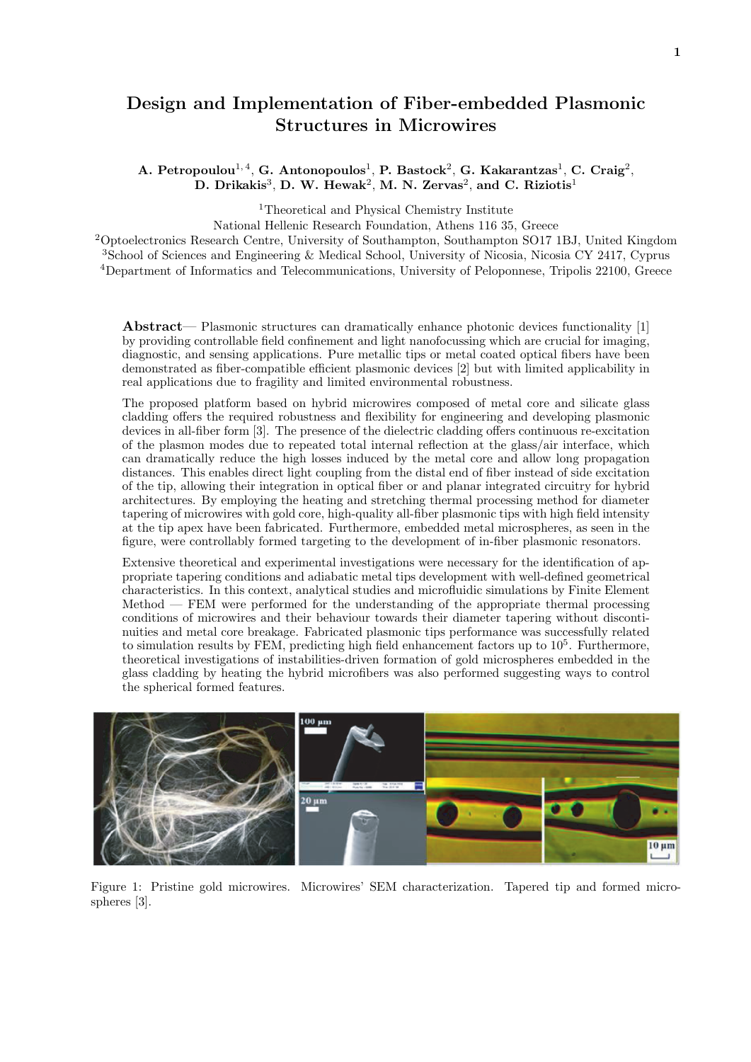# Design and Implementation of Fiber-embedded Plasmonic Structures in Microwires

**A. Petropoulou[1, 4], G. Antonopoulos[1], P. Bastock[2], G. Kakarantzas[1], C. Craig[2], D. Drikakis[3], D. W. Hewak[2], M. N. Zervas[2], and C. Riziotis[1]**

[1]Theoretical and Physical Chemistry Institute
National Hellenic Research Foundation, Athens 116 35, Greece
[2]Optoelectronics Research Centre, University of Southampton, Southampton SO17 1BJ, United Kingdom
[3]School of Sciences and Engineering & Medical School, University of Nicosia, Nicosia CY 2417, Cyprus
[4]Department of Informatics and Telecommunications, University of Peloponnese, Tripolis 22100, Greece

**Abstract**— Plasmonic structures can dramatically enhance photonic devices functionality [1] by providing controllable field confinement and light nanofocussing which are crucial for imaging, diagnostic, and sensing applications. Pure metallic tips or metal coated optical fibers have been demonstrated as fiber-compatible efficient plasmonic devices [2] but with limited applicability in real applications due to fragility and limited environmental robustness.

The proposed platform based on hybrid microwires composed of metal core and silicate glass cladding offers the required robustness and flexibility for engineering and developing plasmonic devices in all-fiber form [3]. The presence of the dielectric cladding offers continuous re-excitation of the plasmon modes due to repeated total internal reflection at the glass/air interface, which can dramatically reduce the high losses induced by the metal core and allow long propagation distances. This enables direct light coupling from the distal end of fiber instead of side excitation of the tip, allowing their integration in optical fiber or and planar integrated circuitry for hybrid architectures. By employing the heating and stretching thermal processing method for diameter tapering of microwires with gold core, high-quality all-fiber plasmonic tips with high field intensity at the tip apex have been fabricated. Furthermore, embedded metal microspheres, as seen in the figure, were controllably formed targeting to the development of in-fiber plasmonic resonators.

Extensive theoretical and experimental investigations were necessary for the identification of appropriate tapering conditions and adiabatic metal tips development with well-defined geometrical characteristics. In this context, analytical studies and microfluidic simulations by Finite Element Method — FEM were performed for the understanding of the appropriate thermal processing conditions of microwires and their behaviour towards their diameter tapering without discontinuities and metal core breakage. Fabricated plasmonic tips performance was successfully related to simulation results by FEM, predicting high field enhancement factors up to $10^5$. Furthermore, theoretical investigations of instabilities-driven formation of gold microspheres embedded in the glass cladding by heating the hybrid microfibers was also performed suggesting ways to control the spherical formed features.

Figure 1: Pristine gold microwires. Microwires' SEM characterization. Tapered tip and formed microspheres [3].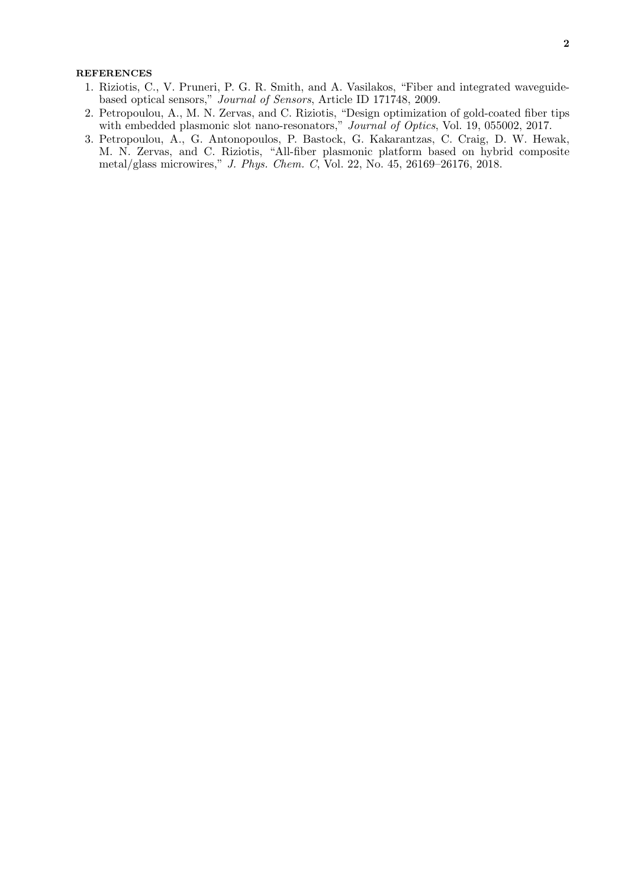## REFERENCES

1. Riziotis, C., V. Pruneri, P. G. R. Smith, and A. Vasilakos, "Fiber and integrated waveguide-based optical sensors," *Journal of Sensors*, Article ID 171748, 2009.
2. Petropoulou, A., M. N. Zervas, and C. Riziotis, "Design optimization of gold-coated fiber tips with embedded plasmonic slot nano-resonators," *Journal of Optics*, Vol. 19, 055002, 2017.
3. Petropoulou, A., G. Antonopoulos, P. Bastock, G. Kakarantzas, C. Craig, D. W. Hewak, M. N. Zervas, and C. Riziotis, "All-fiber plasmonic platform based on hybrid composite metal/glass microwires," *J. Phys. Chem. C*, Vol. 22, No. 45, 26169–26176, 2018.